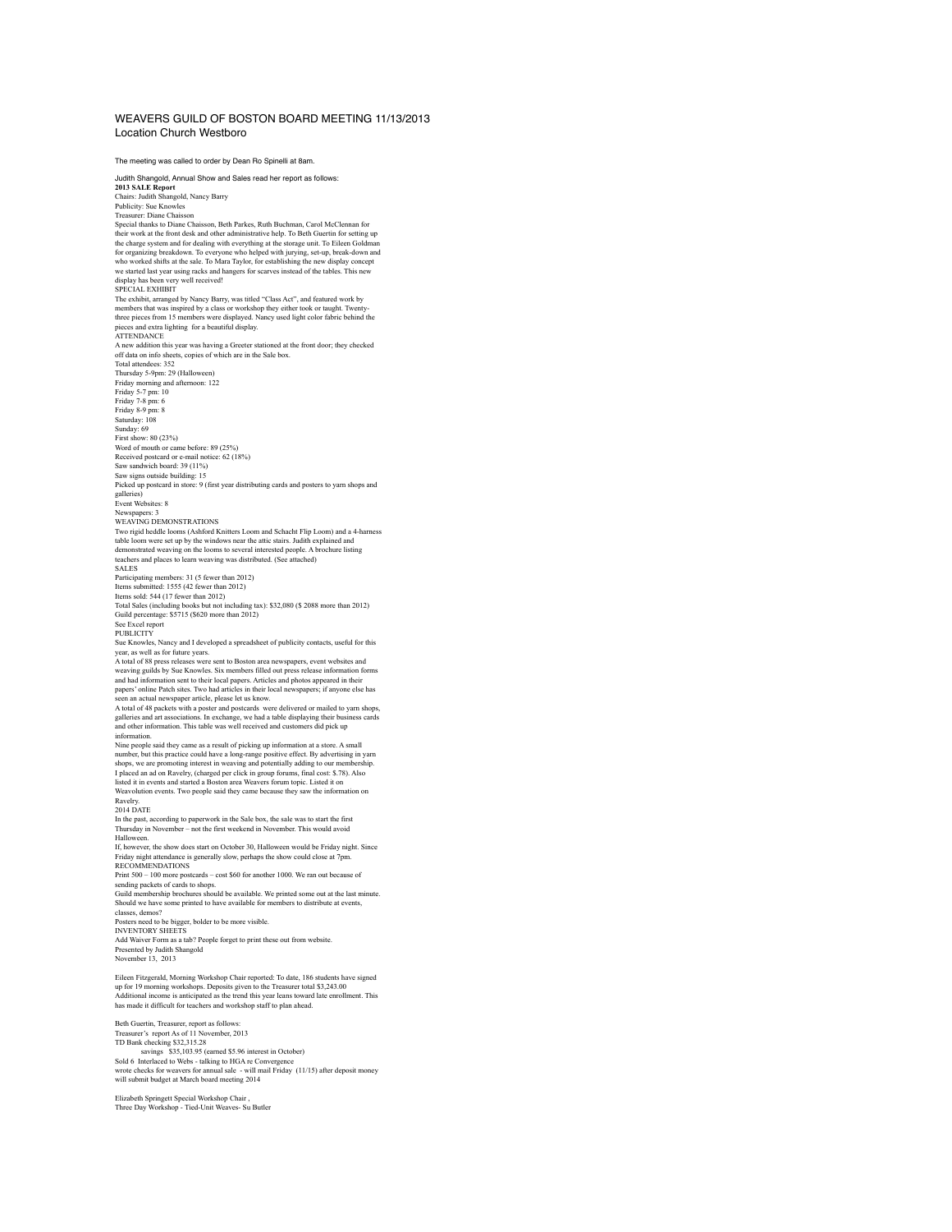# WEAVERS GUILD OF BOSTON BOARD MEETING 11/13/2013

Location Church Westboro

The meeting was called to order by Dean Ro Spinelli at 8am.

Judith Shangold, Annual Show and Sales read her report as follows:

**2013 SALE Report**

Chairs: Judith Shangold, Nancy Barry
Publicity: Sue Knowles
Treasurer: Diane Chaisson

Special thanks to Diane Chaisson, Beth Parkes, Ruth Buchman, Carol McClennan for their work at the front desk and other administrative help. To Beth Guertin for setting up the charge system and for dealing with everything at the storage unit. To Eileen Goldman for organizing breakdown. To everyone who helped with jurying, set-up, break-down and who worked shifts at the sale. To Mara Taylor, for establishing the new display concept we started last year using racks and hangers for scarves instead of the tables. This new display has been very well received!

SPECIAL EXHIBIT

The exhibit, arranged by Nancy Barry, was titled "Class Act", and featured work by members that was inspired by a class or workshop they either took or taught. Twenty-three pieces from 15 members were displayed. Nancy used light color fabric behind the pieces and extra lighting for a beautiful display.

ATTENDANCE

A new addition this year was having a Greeter stationed at the front door; they checked off data on info sheets, copies of which are in the Sale box.

Total attendees: 352
Thursday 5-9pm: 29 (Halloween)
Friday morning and afternoon: 122
Friday 5-7 pm: 10
Friday 7-8 pm: 6
Friday 8-9 pm: 8
Saturday: 108
Sunday: 69
First show: 80 (23%)
Word of mouth or came before: 89 (25%)
Received postcard or e-mail notice: 62 (18%)
Saw sandwich board: 39 (11%)
Saw signs outside building: 15
Picked up postcard in store: 9 (first year distributing cards and posters to yarn shops and galleries)
Event Websites: 8
Newspapers: 3

WEAVING DEMONSTRATIONS

Two rigid heddle looms (Ashford Knitters Loom and Schacht Flip Loom) and a 4-harness table loom were set up by the windows near the attic stairs. Judith explained and demonstrated weaving on the looms to several interested people. A brochure listing teachers and places to learn weaving was distributed. (See attached)

SALES

Participating members: 31 (5 fewer than 2012)
Items submitted: 1555 (42 fewer than 2012)
Items sold: 544 (17 fewer than 2012)
Total Sales (including books but not including tax): $32,080 ($ 2088 more than 2012)
Guild percentage: $5715 ($620 more than 2012)
See Excel report

PUBLICITY

Sue Knowles, Nancy and I developed a spreadsheet of publicity contacts, useful for this year, as well as for future years.

A total of 88 press releases were sent to Boston area newspapers, event websites and weaving guilds by Sue Knowles. Six members filled out press release information forms and had information sent to their local papers. Articles and photos appeared in their papers' online Patch sites. Two had articles in their local newspapers; if anyone else has seen an actual newspaper article, please let us know.

A total of 48 packets with a poster and postcards were delivered or mailed to yarn shops, galleries and art associations. In exchange, we had a table displaying their business cards and other information. This table was well received and customers did pick up information.

Nine people said they came as a result of picking up information at a store. A small number, but this practice could have a long-range positive effect. By advertising in yarn shops, we are promoting interest in weaving and potentially adding to our membership. I placed an ad on Ravelry, (charged per click in group forums, final cost: $.78). Also listed it in events and started a Boston area Weavers forum topic. Listed it on Weavolution events. Two people said they came because they saw the information on Ravelry.

2014 DATE

In the past, according to paperwork in the Sale box, the sale was to start the first Thursday in November – not the first weekend in November. This would avoid Halloween.

If, however, the show does start on October 30, Halloween would be Friday night. Since Friday night attendance is generally slow, perhaps the show could close at 7pm.

RECOMMENDATIONS

Print 500 – 100 more postcards – cost $60 for another 1000. We ran out because of sending packets of cards to shops.

Guild membership brochures should be available. We printed some out at the last minute. Should we have some printed to have available for members to distribute at events, classes, demos?

Posters need to be bigger, bolder to be more visible.

INVENTORY SHEETS

Add Waiver Form as a tab? People forget to print these out from website.

Presented by Judith Shangold
November 13, 2013

Eileen Fitzgerald, Morning Workshop Chair reported: To date, 186 students have signed up for 19 morning workshops. Deposits given to the Treasurer total $3,243.00
Additional income is anticipated as the trend this year leans toward late enrollment. This has made it difficult for teachers and workshop staff to plan ahead.

Beth Guertin, Treasurer, report as follows:
Treasurer's report As of 11 November, 2013
TD Bank checking $32,315.28
savings $35,103.95 (earned $5.96 interest in October)
Sold 6 Interlaced to Webs - talking to HGA re Convergence
wrote checks for weavers for annual sale - will mail Friday (11/15) after deposit money
will submit budget at March board meeting 2014

Elizabeth Springett Special Workshop Chair ,
Three Day Workshop - Tied-Unit Weaves- Su Butler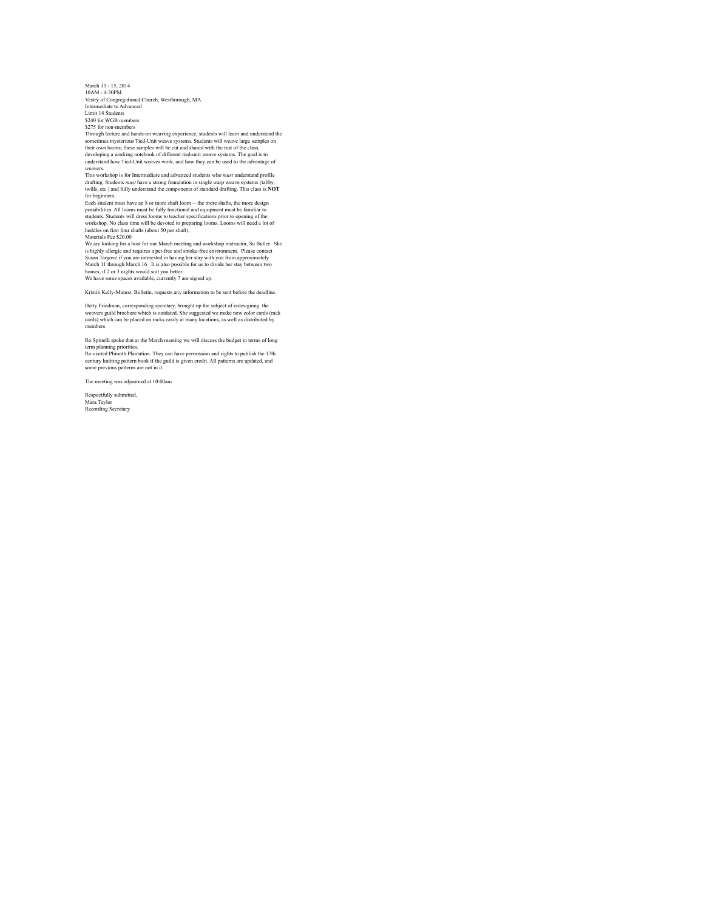March 13 - 15, 2014
10AM - 4:30PM
Vestry of Congregational Church, Westborough, MA
Intermediate to Advanced
Limit 14 Students
$240 for WGB members
$275 for non-members
Through lecture and hands-on weaving experience, students will learn and understand the sometimes mysterious Tied-Unit weave systems. Students will weave large samples on their own looms; these samples will be cut and shared with the rest of the class, developing a working notebook of different tied-unit weave systems. The goal is to understand how Tied-Unit weaves work, and how they can be used to the advantage of weavers.
This workshop is for Intermediate and advanced students who *must* understand profile drafting. Students *must* have a strong foundation in single warp weave systems (tabby, twills, etc.) and fully understand the components of standard drafting. This class is **NOT** for beginners.
Each student must have an 8 or more shaft loom -- the more shafts, the more design possibilities. All looms must be fully functional and equipment must be familiar to students. Students will dress looms to teacher specifications prior to opening of the workshop. No class time will be devoted to preparing looms. Looms will need a lot of heddles on first four shafts (about 50 per shaft).
Materials Fee $20.00
We are looking for a host for our March meeting and workshop instructor, Su Butler. She is highly allergic and requires a pet-free and smoke-free environment. Please contact Susan Targove if you are interested in having her stay with you from approximately March 11 through March 16. It is also possible for us to divide her stay between two homes, if 2 or 3 nights would suit you better.
We have some spaces available, currently 7 are signed up.

Kristin Kelly-Munoz, Bulletin, requests any information to be sent before the deadline.

Hetty Friedman, corresponding secretary, brought up the subject of redesigning the weavers guild brochure which is outdated. She suggested we make new color cards (rack cards) which can be placed on racks easily at many locations, as well as distributed by members.

Ro Spinelli spoke that at the March meeting we will discuss the budget in terms of long term planning priorities.
Ro visited Plimoth Plantation. They can have permission and rights to publish the 17th century knitting pattern book if the guild is given credit. All patterns are updated, and some previous patterns are not in it.

The meeting was adjourned at 10:00am

Respectfully submitted,
Mara Taylor
Recording Secretary